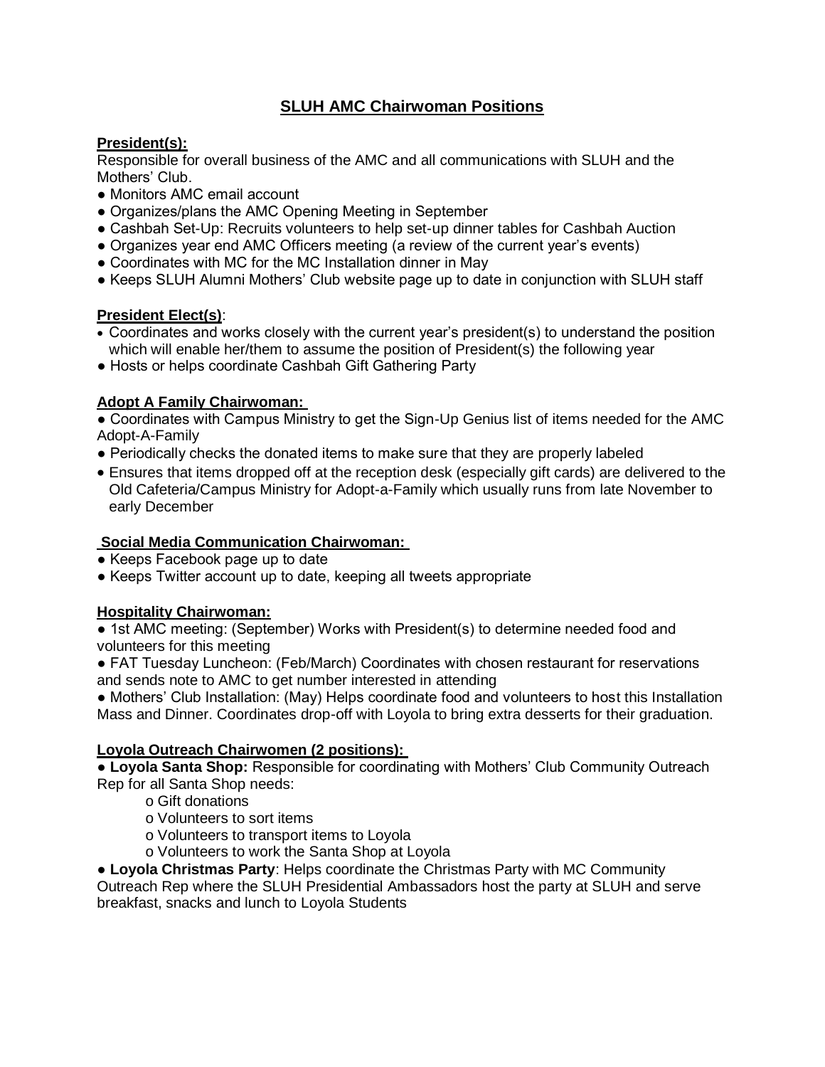# SLUH AMC Chairwoman Positions

## President(s):

Responsible for overall business of the AMC and all communications with SLUH and the Mothers' Club.

- Monitors AMC email account
- Organizes/plans the AMC Opening Meeting in September
- Cashbah Set-Up: Recruits volunteers to help set-up dinner tables for Cashbah Auction
- Organizes year end AMC Officers meeting (a review of the current year's events)
- Coordinates with MC for the MC Installation dinner in May
- Keeps SLUH Alumni Mothers' Club website page up to date in conjunction with SLUH staff

## President Elect(s):

- Coordinates and works closely with the current year's president(s) to understand the position which will enable her/them to assume the position of President(s) the following year
- Hosts or helps coordinate Cashbah Gift Gathering Party

## Adopt A Family Chairwoman:

- Coordinates with Campus Ministry to get the Sign-Up Genius list of items needed for the AMC Adopt-A-Family
- Periodically checks the donated items to make sure that they are properly labeled
- Ensures that items dropped off at the reception desk (especially gift cards) are delivered to the Old Cafeteria/Campus Ministry for Adopt-a-Family which usually runs from late November to early December

## Social Media Communication Chairwoman:

- Keeps Facebook page up to date
- Keeps Twitter account up to date, keeping all tweets appropriate

## Hospitality Chairwoman:

- 1st AMC meeting: (September) Works with President(s) to determine needed food and volunteers for this meeting
- FAT Tuesday Luncheon: (Feb/March) Coordinates with chosen restaurant for reservations and sends note to AMC to get number interested in attending
- Mothers' Club Installation: (May) Helps coordinate food and volunteers to host this Installation Mass and Dinner. Coordinates drop-off with Loyola to bring extra desserts for their graduation.

## Loyola Outreach Chairwomen (2 positions):

- **Loyola Santa Shop:** Responsible for coordinating with Mothers' Club Community Outreach Rep for all Santa Shop needs:
  - Gift donations
  - Volunteers to sort items
  - Volunteers to transport items to Loyola
  - Volunteers to work the Santa Shop at Loyola
- **Loyola Christmas Party**: Helps coordinate the Christmas Party with MC Community Outreach Rep where the SLUH Presidential Ambassadors host the party at SLUH and serve breakfast, snacks and lunch to Loyola Students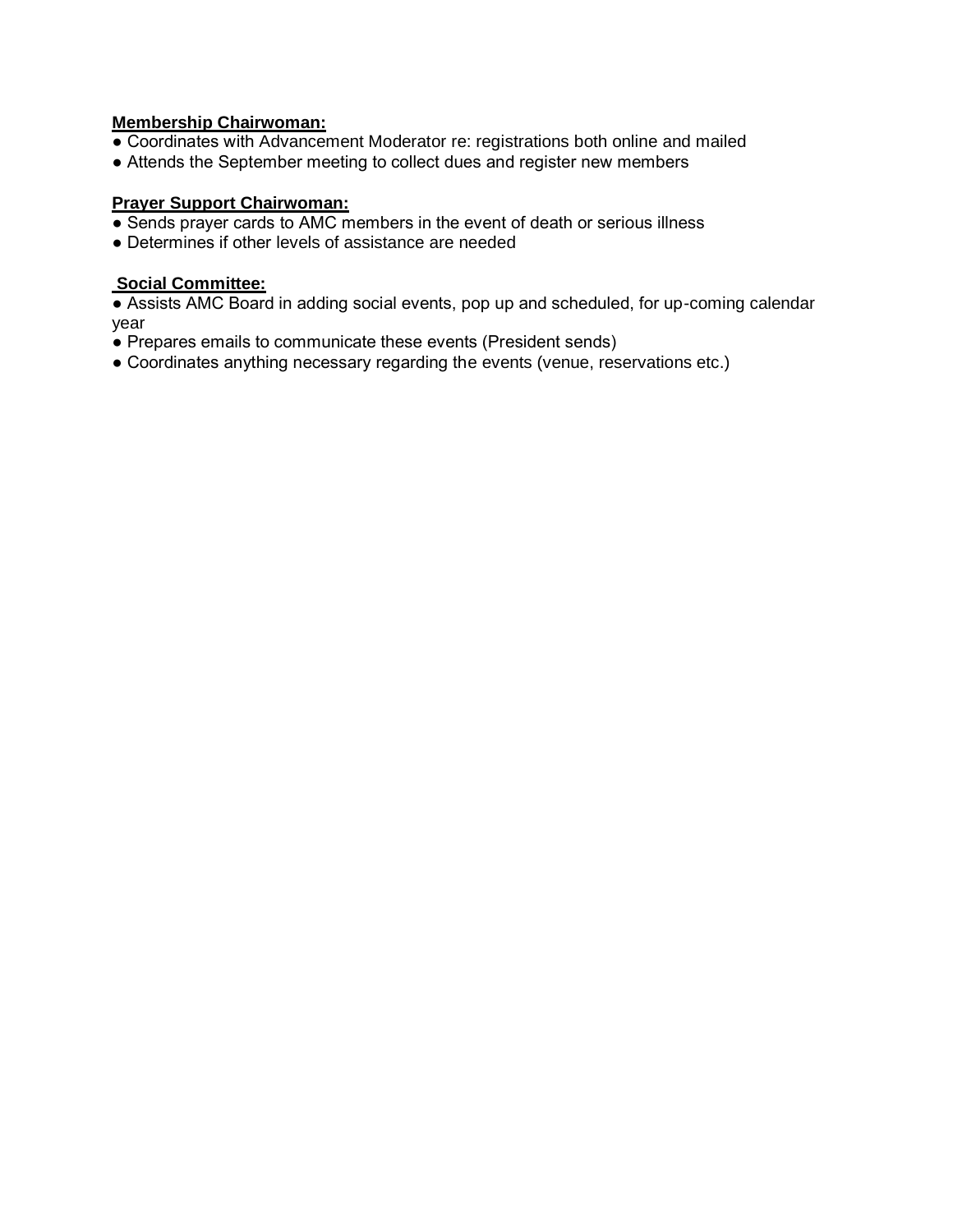**Membership Chairwoman:**

- Coordinates with Advancement Moderator re: registrations both online and mailed
- Attends the September meeting to collect dues and register new members

**Prayer Support Chairwoman:**

- Sends prayer cards to AMC members in the event of death or serious illness
- Determines if other levels of assistance are needed

**Social Committee:**

- Assists AMC Board in adding social events, pop up and scheduled, for up-coming calendar year
- Prepares emails to communicate these events (President sends)
- Coordinates anything necessary regarding the events (venue, reservations etc.)